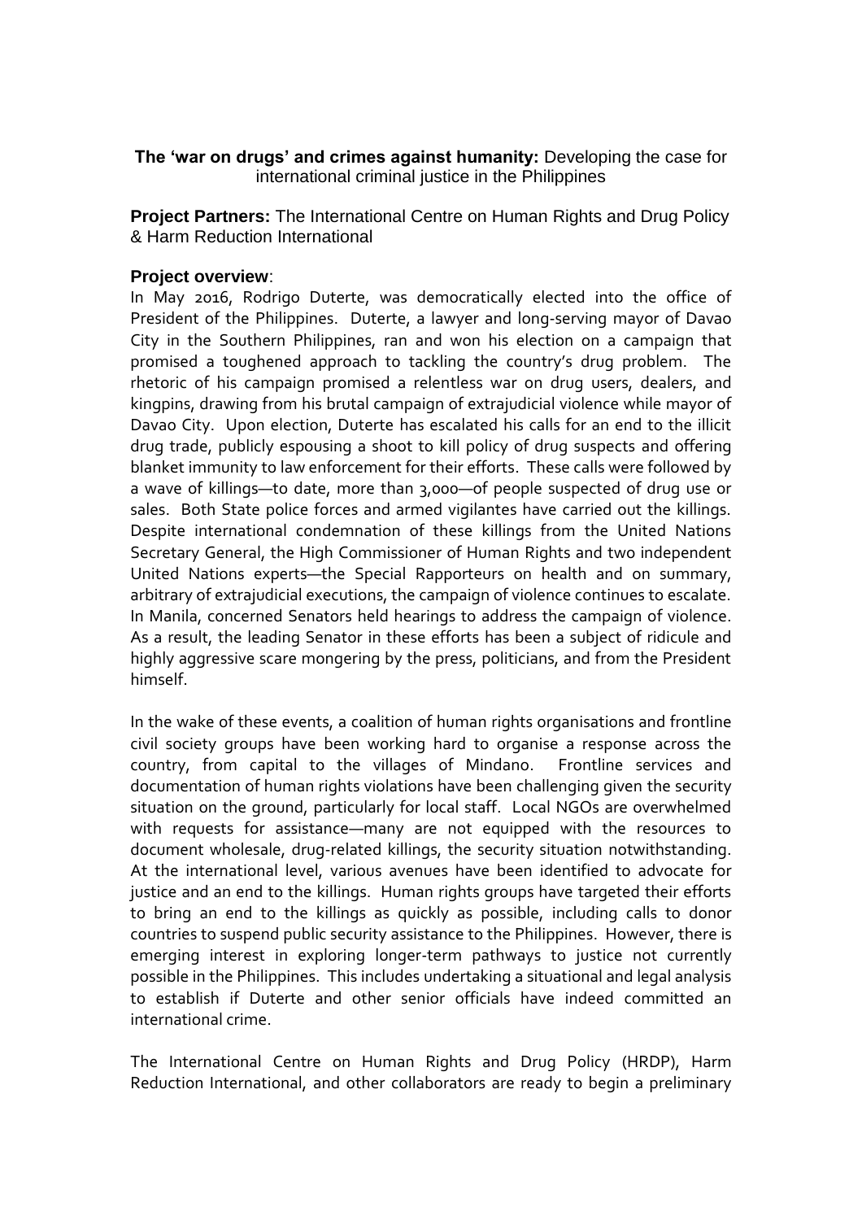**The 'war on drugs' and crimes against humanity:** Developing the case for international criminal justice in the Philippines

**Project Partners:** The International Centre on Human Rights and Drug Policy & Harm Reduction International

**Project overview**:

In May 2016, Rodrigo Duterte, was democratically elected into the office of President of the Philippines. Duterte, a lawyer and long-serving mayor of Davao City in the Southern Philippines, ran and won his election on a campaign that promised a toughened approach to tackling the country's drug problem. The rhetoric of his campaign promised a relentless war on drug users, dealers, and kingpins, drawing from his brutal campaign of extrajudicial violence while mayor of Davao City. Upon election, Duterte has escalated his calls for an end to the illicit drug trade, publicly espousing a shoot to kill policy of drug suspects and offering blanket immunity to law enforcement for their efforts. These calls were followed by a wave of killings—to date, more than 3,000—of people suspected of drug use or sales. Both State police forces and armed vigilantes have carried out the killings. Despite international condemnation of these killings from the United Nations Secretary General, the High Commissioner of Human Rights and two independent United Nations experts—the Special Rapporteurs on health and on summary, arbitrary of extrajudicial executions, the campaign of violence continues to escalate. In Manila, concerned Senators held hearings to address the campaign of violence. As a result, the leading Senator in these efforts has been a subject of ridicule and highly aggressive scare mongering by the press, politicians, and from the President himself.

In the wake of these events, a coalition of human rights organisations and frontline civil society groups have been working hard to organise a response across the country, from capital to the villages of Mindano. Frontline services and documentation of human rights violations have been challenging given the security situation on the ground, particularly for local staff. Local NGOs are overwhelmed with requests for assistance—many are not equipped with the resources to document wholesale, drug-related killings, the security situation notwithstanding. At the international level, various avenues have been identified to advocate for justice and an end to the killings. Human rights groups have targeted their efforts to bring an end to the killings as quickly as possible, including calls to donor countries to suspend public security assistance to the Philippines. However, there is emerging interest in exploring longer-term pathways to justice not currently possible in the Philippines. This includes undertaking a situational and legal analysis to establish if Duterte and other senior officials have indeed committed an international crime.

The International Centre on Human Rights and Drug Policy (HRDP), Harm Reduction International, and other collaborators are ready to begin a preliminary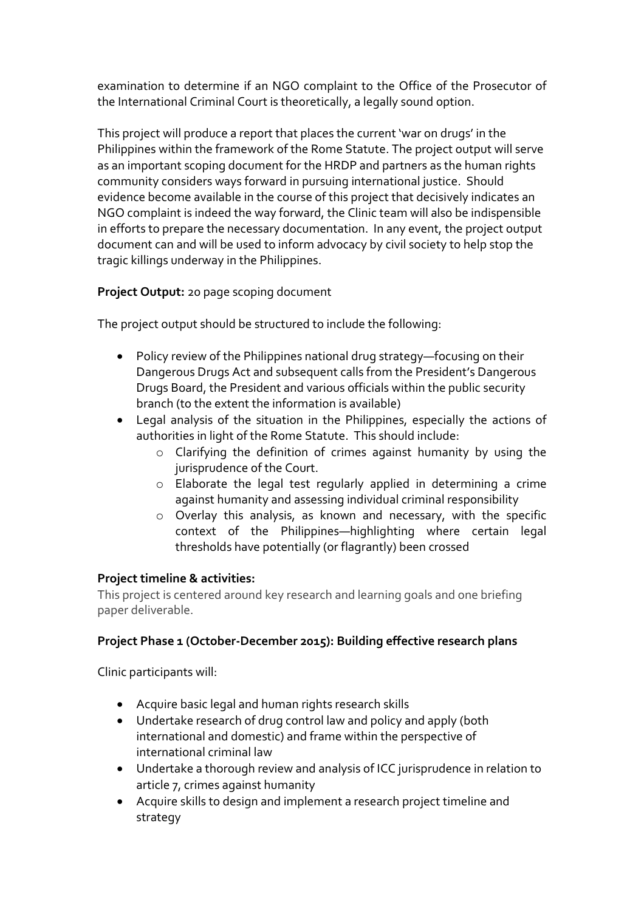examination to determine if an NGO complaint to the Office of the Prosecutor of the International Criminal Court is theoretically, a legally sound option.

This project will produce a report that places the current 'war on drugs' in the Philippines within the framework of the Rome Statute. The project output will serve as an important scoping document for the HRDP and partners as the human rights community considers ways forward in pursuing international justice. Should evidence become available in the course of this project that decisively indicates an NGO complaint is indeed the way forward, the Clinic team will also be indispensible in efforts to prepare the necessary documentation. In any event, the project output document can and will be used to inform advocacy by civil society to help stop the tragic killings underway in the Philippines.

**Project Output:** 20 page scoping document

The project output should be structured to include the following:

- Policy review of the Philippines national drug strategy—focusing on their Dangerous Drugs Act and subsequent calls from the President's Dangerous Drugs Board, the President and various officials within the public security branch (to the extent the information is available)
- Legal analysis of the situation in the Philippines, especially the actions of authorities in light of the Rome Statute. This should include:
    - Clarifying the definition of crimes against humanity by using the jurisprudence of the Court.
    - Elaborate the legal test regularly applied in determining a crime against humanity and assessing individual criminal responsibility
    - Overlay this analysis, as known and necessary, with the specific context of the Philippines—highlighting where certain legal thresholds have potentially (or flagrantly) been crossed

**Project timeline & activities:**

This project is centered around key research and learning goals and one briefing paper deliverable.

**Project Phase 1 (October-December 2015): Building effective research plans**

Clinic participants will:

- Acquire basic legal and human rights research skills
- Undertake research of drug control law and policy and apply (both international and domestic) and frame within the perspective of international criminal law
- Undertake a thorough review and analysis of ICC jurisprudence in relation to article 7, crimes against humanity
- Acquire skills to design and implement a research project timeline and strategy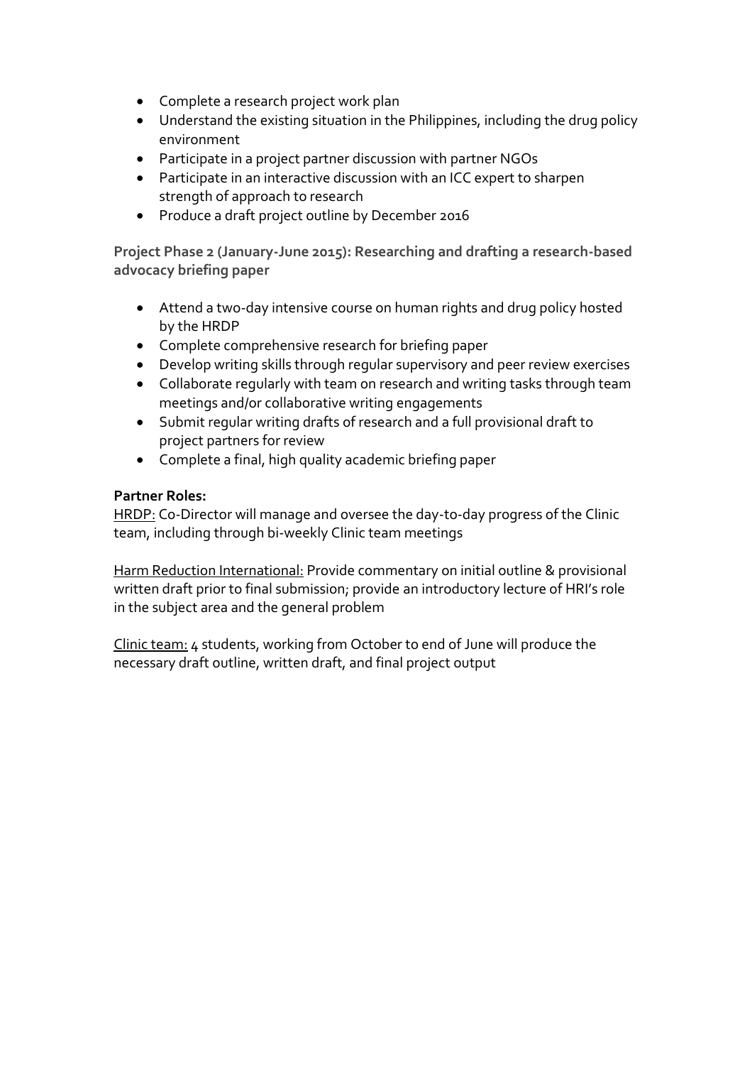- Complete a research project work plan
- Understand the existing situation in the Philippines, including the drug policy environment
- Participate in a project partner discussion with partner NGOs
- Participate in an interactive discussion with an ICC expert to sharpen strength of approach to research
- Produce a draft project outline by December 2016

**Project Phase 2 (January-June 2015): Researching and drafting a research-based advocacy briefing paper**

- Attend a two-day intensive course on human rights and drug policy hosted by the HRDP
- Complete comprehensive research for briefing paper
- Develop writing skills through regular supervisory and peer review exercises
- Collaborate regularly with team on research and writing tasks through team meetings and/or collaborative writing engagements
- Submit regular writing drafts of research and a full provisional draft to project partners for review
- Complete a final, high quality academic briefing paper

**Partner Roles:**

HRDP: Co-Director will manage and oversee the day-to-day progress of the Clinic team, including through bi-weekly Clinic team meetings

Harm Reduction International: Provide commentary on initial outline & provisional written draft prior to final submission; provide an introductory lecture of HRI's role in the subject area and the general problem

Clinic team: 4 students, working from October to end of June will produce the necessary draft outline, written draft, and final project output